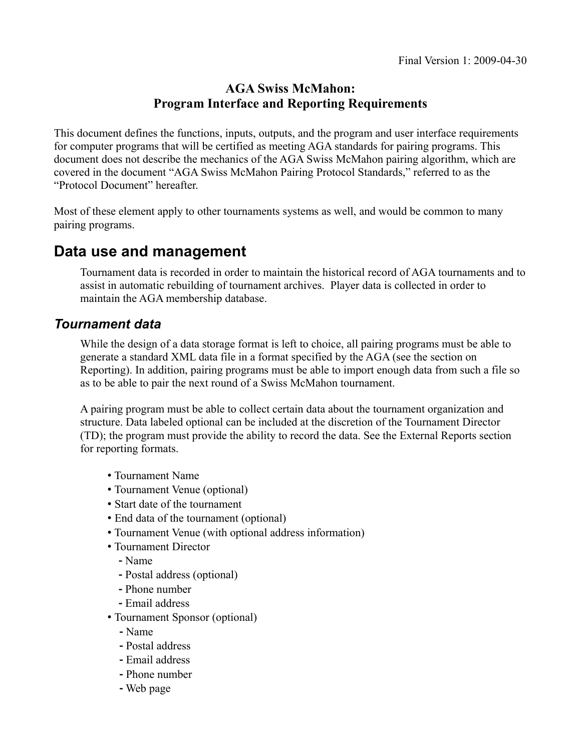Final Version 1: 2009-04-30

**AGA Swiss McMahon:**
**Program Interface and Reporting Requirements**

This document defines the functions, inputs, outputs, and the program and user interface requirements for computer programs that will be certified as meeting AGA standards for pairing programs. This document does not describe the mechanics of the AGA Swiss McMahon pairing algorithm, which are covered in the document "AGA Swiss McMahon Pairing Protocol Standards," referred to as the "Protocol Document" hereafter.

Most of these element apply to other tournaments systems as well, and would be common to many pairing programs.

# Data use and management

Tournament data is recorded in order to maintain the historical record of AGA tournaments and to assist in automatic rebuilding of tournament archives. Player data is collected in order to maintain the AGA membership database.

## *Tournament data*

While the design of a data storage format is left to choice, all pairing programs must be able to generate a standard XML data file in a format specified by the AGA (see the section on Reporting). In addition, pairing programs must be able to import enough data from such a file so as to be able to pair the next round of a Swiss McMahon tournament.

A pairing program must be able to collect certain data about the tournament organization and structure. Data labeled optional can be included at the discretion of the Tournament Director (TD); the program must provide the ability to record the data. See the External Reports section for reporting formats.

- Tournament Name
- Tournament Venue (optional)
- Start date of the tournament
- End data of the tournament (optional)
- Tournament Venue (with optional address information)
- Tournament Director
  - Name
  - Postal address (optional)
  - Phone number
  - Email address
- Tournament Sponsor (optional)
  - Name
  - Postal address
  - Email address
  - Phone number
  - Web page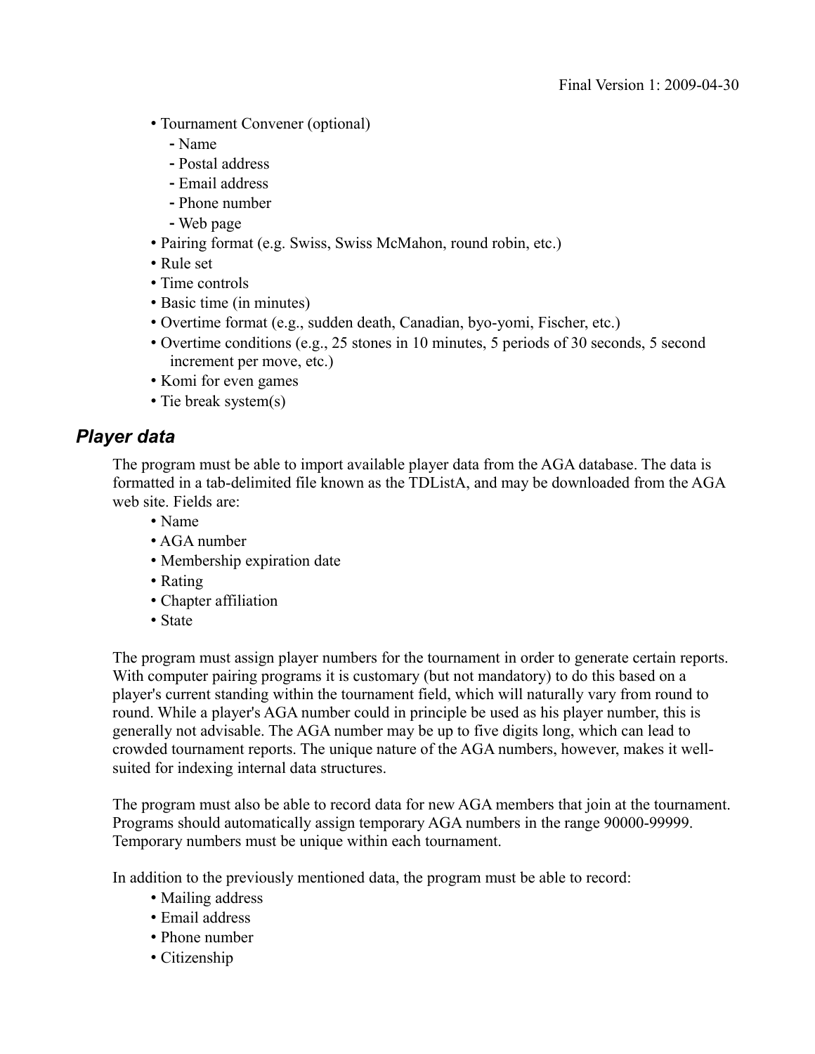- Tournament Convener (optional)
  - Name
  - Postal address
  - Email address
  - Phone number
  - Web page
- Pairing format (e.g. Swiss, Swiss McMahon, round robin, etc.)
- Rule set
- Time controls
- Basic time (in minutes)
- Overtime format (e.g., sudden death, Canadian, byo-yomi, Fischer, etc.)
- Overtime conditions (e.g., 25 stones in 10 minutes, 5 periods of 30 seconds, 5 second increment per move, etc.)
- Komi for even games
- Tie break system(s)

## *Player data*

The program must be able to import available player data from the AGA database. The data is formatted in a tab-delimited file known as the TDListA, and may be downloaded from the AGA web site. Fields are:

- Name
- AGA number
- Membership expiration date
- Rating
- Chapter affiliation
- State

The program must assign player numbers for the tournament in order to generate certain reports. With computer pairing programs it is customary (but not mandatory) to do this based on a player's current standing within the tournament field, which will naturally vary from round to round. While a player's AGA number could in principle be used as his player number, this is generally not advisable. The AGA number may be up to five digits long, which can lead to crowded tournament reports. The unique nature of the AGA numbers, however, makes it well-suited for indexing internal data structures.

The program must also be able to record data for new AGA members that join at the tournament. Programs should automatically assign temporary AGA numbers in the range 90000-99999. Temporary numbers must be unique within each tournament.

In addition to the previously mentioned data, the program must be able to record:

- Mailing address
- Email address
- Phone number
- Citizenship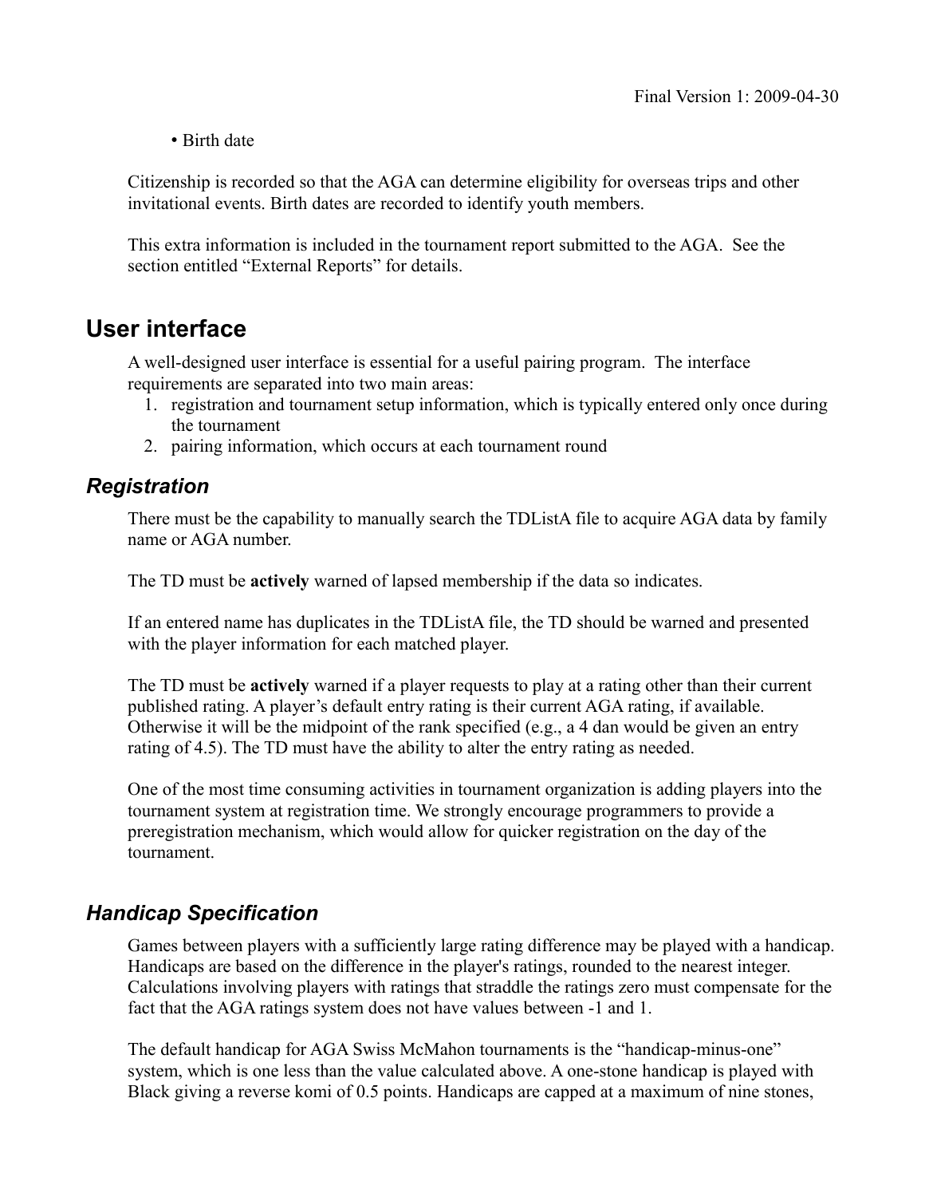• Birth date

Citizenship is recorded so that the AGA can determine eligibility for overseas trips and other invitational events. Birth dates are recorded to identify youth members.

This extra information is included in the tournament report submitted to the AGA. See the section entitled “External Reports” for details.

## User interface

A well-designed user interface is essential for a useful pairing program. The interface requirements are separated into two main areas:

1. registration and tournament setup information, which is typically entered only once during the tournament
2. pairing information, which occurs at each tournament round

### *Registration*

There must be the capability to manually search the TDListA file to acquire AGA data by family name or AGA number.

The TD must be **actively** warned of lapsed membership if the data so indicates.

If an entered name has duplicates in the TDListA file, the TD should be warned and presented with the player information for each matched player.

The TD must be **actively** warned if a player requests to play at a rating other than their current published rating. A player’s default entry rating is their current AGA rating, if available. Otherwise it will be the midpoint of the rank specified (e.g., a 4 dan would be given an entry rating of 4.5). The TD must have the ability to alter the entry rating as needed.

One of the most time consuming activities in tournament organization is adding players into the tournament system at registration time. We strongly encourage programmers to provide a preregistration mechanism, which would allow for quicker registration on the day of the tournament.

### *Handicap Specification*

Games between players with a sufficiently large rating difference may be played with a handicap. Handicaps are based on the difference in the player's ratings, rounded to the nearest integer. Calculations involving players with ratings that straddle the ratings zero must compensate for the fact that the AGA ratings system does not have values between -1 and 1.

The default handicap for AGA Swiss McMahon tournaments is the “handicap-minus-one” system, which is one less than the value calculated above. A one-stone handicap is played with Black giving a reverse komi of 0.5 points. Handicaps are capped at a maximum of nine stones,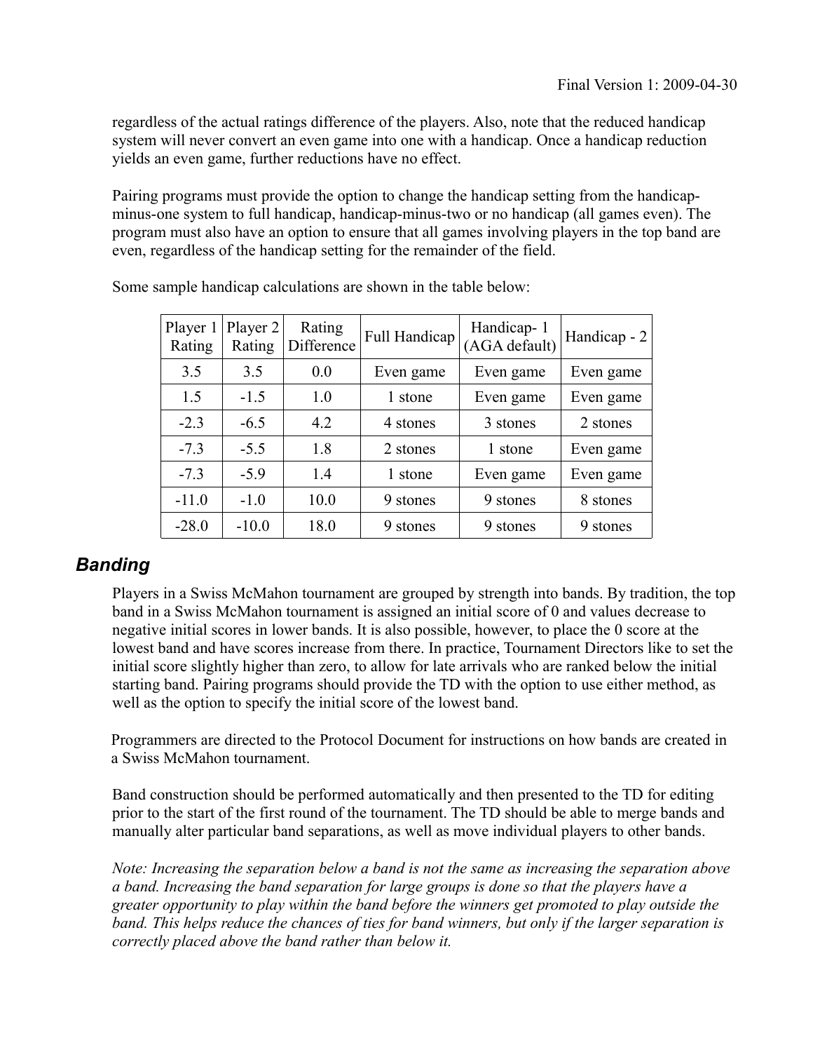regardless of the actual ratings difference of the players. Also, note that the reduced handicap system will never convert an even game into one with a handicap. Once a handicap reduction yields an even game, further reductions have no effect.

Pairing programs must provide the option to change the handicap setting from the handicap-minus-one system to full handicap, handicap-minus-two or no handicap (all games even). The program must also have an option to ensure that all games involving players in the top band are even, regardless of the handicap setting for the remainder of the field.

Some sample handicap calculations are shown in the table below:

| Player 1 Rating | Player 2 Rating | Rating Difference | Full Handicap | Handicap- 1 (AGA default) | Handicap - 2 |
|---|---|---|---|---|---|
| 3.5 | 3.5 | 0.0 | Even game | Even game | Even game |
| 1.5 | -1.5 | 1.0 | 1 stone | Even game | Even game |
| -2.3 | -6.5 | 4.2 | 4 stones | 3 stones | 2 stones |
| -7.3 | -5.5 | 1.8 | 2 stones | 1 stone | Even game |
| -7.3 | -5.9 | 1.4 | 1 stone | Even game | Even game |
| -11.0 | -1.0 | 10.0 | 9 stones | 9 stones | 8 stones |
| -28.0 | -10.0 | 18.0 | 9 stones | 9 stones | 9 stones |

## *Banding*

Players in a Swiss McMahon tournament are grouped by strength into bands. By tradition, the top band in a Swiss McMahon tournament is assigned an initial score of 0 and values decrease to negative initial scores in lower bands. It is also possible, however, to place the 0 score at the lowest band and have scores increase from there. In practice, Tournament Directors like to set the initial score slightly higher than zero, to allow for late arrivals who are ranked below the initial starting band. Pairing programs should provide the TD with the option to use either method, as well as the option to specify the initial score of the lowest band.

Programmers are directed to the Protocol Document for instructions on how bands are created in a Swiss McMahon tournament.

Band construction should be performed automatically and then presented to the TD for editing prior to the start of the first round of the tournament. The TD should be able to merge bands and manually alter particular band separations, as well as move individual players to other bands.

*Note: Increasing the separation below a band is not the same as increasing the separation above a band. Increasing the band separation for large groups is done so that the players have a greater opportunity to play within the band before the winners get promoted to play outside the band. This helps reduce the chances of ties for band winners, but only if the larger separation is correctly placed above the band rather than below it.*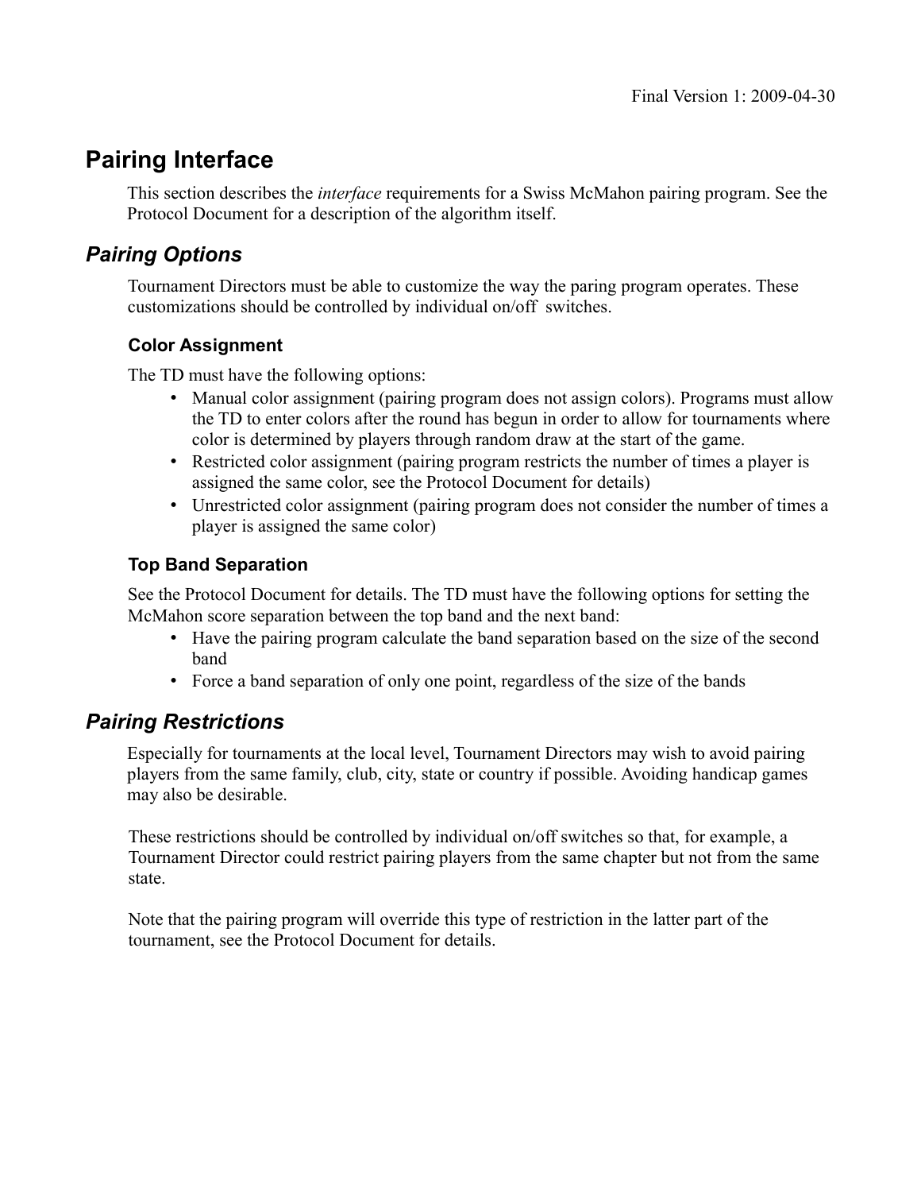# Pairing Interface

This section describes the *interface* requirements for a Swiss McMahon pairing program. See the Protocol Document for a description of the algorithm itself.

## Pairing Options

Tournament Directors must be able to customize the way the paring program operates. These customizations should be controlled by individual on/off switches.

### Color Assignment

The TD must have the following options:

- Manual color assignment (pairing program does not assign colors). Programs must allow the TD to enter colors after the round has begun in order to allow for tournaments where color is determined by players through random draw at the start of the game.
- Restricted color assignment (pairing program restricts the number of times a player is assigned the same color, see the Protocol Document for details)
- Unrestricted color assignment (pairing program does not consider the number of times a player is assigned the same color)

### Top Band Separation

See the Protocol Document for details. The TD must have the following options for setting the McMahon score separation between the top band and the next band:

- Have the pairing program calculate the band separation based on the size of the second band
- Force a band separation of only one point, regardless of the size of the bands

## Pairing Restrictions

Especially for tournaments at the local level, Tournament Directors may wish to avoid pairing players from the same family, club, city, state or country if possible. Avoiding handicap games may also be desirable.

These restrictions should be controlled by individual on/off switches so that, for example, a Tournament Director could restrict pairing players from the same chapter but not from the same state.

Note that the pairing program will override this type of restriction in the latter part of the tournament, see the Protocol Document for details.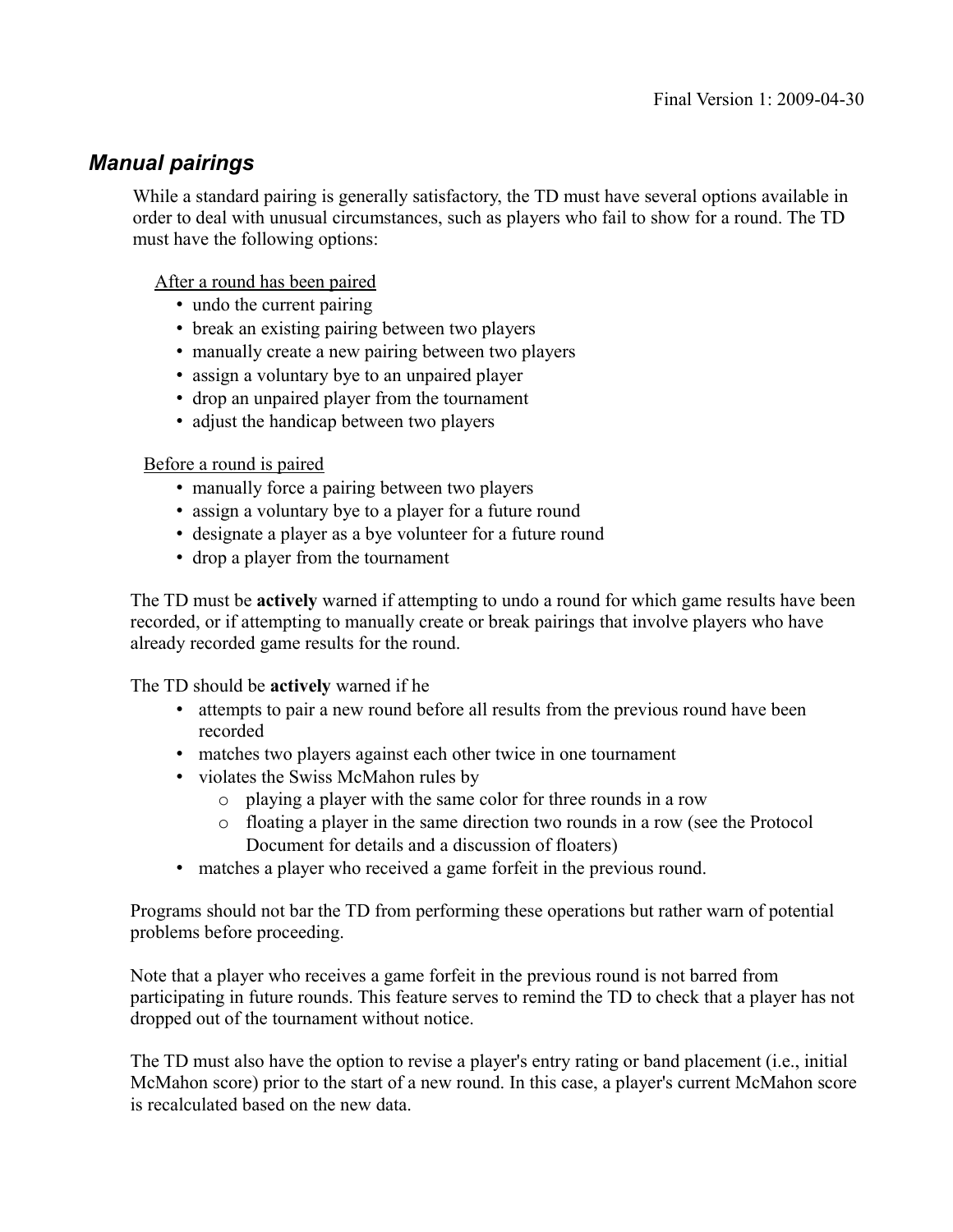## *Manual pairings*

While a standard pairing is generally satisfactory, the TD must have several options available in order to deal with unusual circumstances, such as players who fail to show for a round. The TD must have the following options:

<u>After a round has been paired</u>

- undo the current pairing
- break an existing pairing between two players
- manually create a new pairing between two players
- assign a voluntary bye to an unpaired player
- drop an unpaired player from the tournament
- adjust the handicap between two players

<u>Before a round is paired</u>

- manually force a pairing between two players
- assign a voluntary bye to a player for a future round
- designate a player as a bye volunteer for a future round
- drop a player from the tournament

The TD must be **actively** warned if attempting to undo a round for which game results have been recorded, or if attempting to manually create or break pairings that involve players who have already recorded game results for the round.

The TD should be **actively** warned if he

- attempts to pair a new round before all results from the previous round have been recorded
- matches two players against each other twice in one tournament
- violates the Swiss McMahon rules by
  - playing a player with the same color for three rounds in a row
  - floating a player in the same direction two rounds in a row (see the Protocol Document for details and a discussion of floaters)
- matches a player who received a game forfeit in the previous round.

Programs should not bar the TD from performing these operations but rather warn of potential problems before proceeding.

Note that a player who receives a game forfeit in the previous round is not barred from participating in future rounds. This feature serves to remind the TD to check that a player has not dropped out of the tournament without notice.

The TD must also have the option to revise a player's entry rating or band placement (i.e., initial McMahon score) prior to the start of a new round. In this case, a player's current McMahon score is recalculated based on the new data.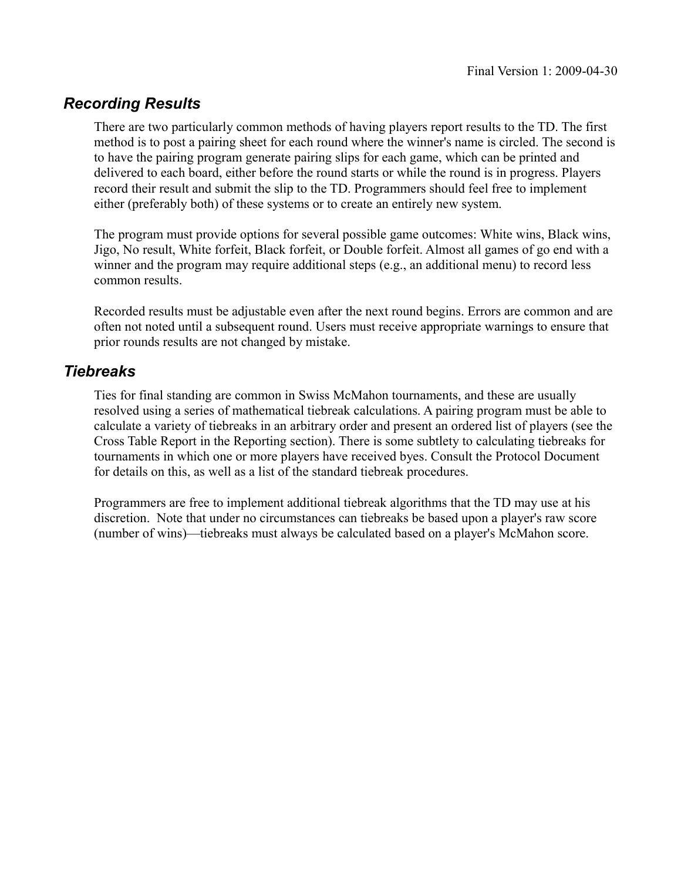## *Recording Results*

There are two particularly common methods of having players report results to the TD. The first method is to post a pairing sheet for each round where the winner's name is circled. The second is to have the pairing program generate pairing slips for each game, which can be printed and delivered to each board, either before the round starts or while the round is in progress. Players record their result and submit the slip to the TD. Programmers should feel free to implement either (preferably both) of these systems or to create an entirely new system.

The program must provide options for several possible game outcomes: White wins, Black wins, Jigo, No result, White forfeit, Black forfeit, or Double forfeit. Almost all games of go end with a winner and the program may require additional steps (e.g., an additional menu) to record less common results.

Recorded results must be adjustable even after the next round begins. Errors are common and are often not noted until a subsequent round. Users must receive appropriate warnings to ensure that prior rounds results are not changed by mistake.

## *Tiebreaks*

Ties for final standing are common in Swiss McMahon tournaments, and these are usually resolved using a series of mathematical tiebreak calculations. A pairing program must be able to calculate a variety of tiebreaks in an arbitrary order and present an ordered list of players (see the Cross Table Report in the Reporting section). There is some subtlety to calculating tiebreaks for tournaments in which one or more players have received byes. Consult the Protocol Document for details on this, as well as a list of the standard tiebreak procedures.

Programmers are free to implement additional tiebreak algorithms that the TD may use at his discretion. Note that under no circumstances can tiebreaks be based upon a player's raw score (number of wins)—tiebreaks must always be calculated based on a player's McMahon score.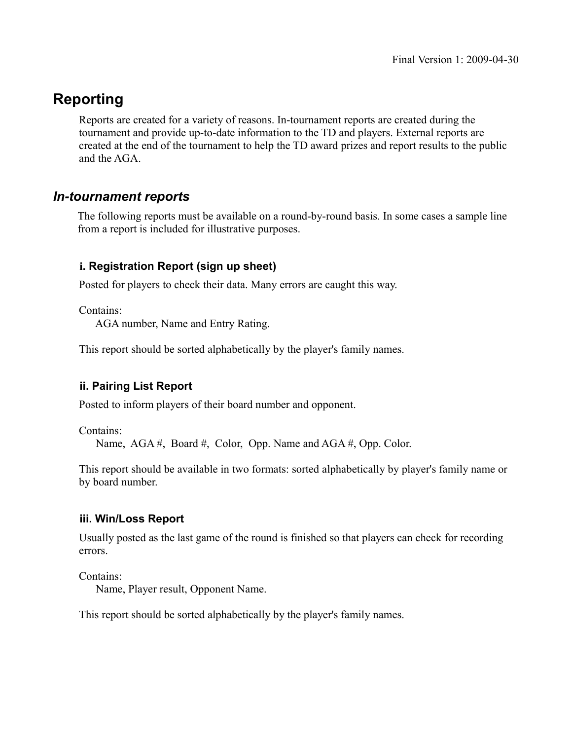Final Version 1: 2009-04-30

# Reporting

Reports are created for a variety of reasons. In-tournament reports are created during the tournament and provide up-to-date information to the TD and players. External reports are created at the end of the tournament to help the TD award prizes and report results to the public and the AGA.

## *In-tournament reports*

The following reports must be available on a round-by-round basis. In some cases a sample line from a report is included for illustrative purposes.

### i. Registration Report (sign up sheet)

Posted for players to check their data. Many errors are caught this way.

Contains:
AGA number, Name and Entry Rating.

This report should be sorted alphabetically by the player's family names.

### ii. Pairing List Report

Posted to inform players of their board number and opponent.

Contains:
Name, AGA #, Board #, Color, Opp. Name and AGA #, Opp. Color.

This report should be available in two formats: sorted alphabetically by player's family name or by board number.

### iii. Win/Loss Report

Usually posted as the last game of the round is finished so that players can check for recording errors.

Contains:
Name, Player result, Opponent Name.

This report should be sorted alphabetically by the player's family names.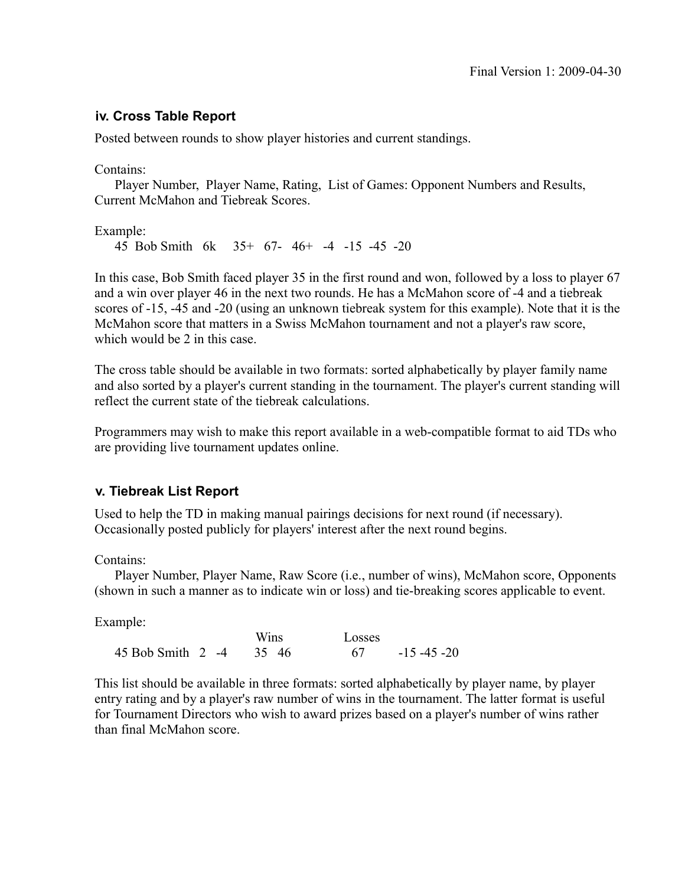### iv. Cross Table Report

Posted between rounds to show player histories and current standings.

Contains:

Player Number, Player Name, Rating, List of Games: Opponent Numbers and Results, Current McMahon and Tiebreak Scores.

Example:

```
45 Bob Smith  6k    35+  67-  46+  -4  -15  -45  -20
```

In this case, Bob Smith faced player 35 in the first round and won, followed by a loss to player 67 and a win over player 46 in the next two rounds. He has a McMahon score of -4 and a tiebreak scores of -15, -45 and -20 (using an unknown tiebreak system for this example). Note that it is the McMahon score that matters in a Swiss McMahon tournament and not a player's raw score, which would be 2 in this case.

The cross table should be available in two formats: sorted alphabetically by player family name and also sorted by a player's current standing in the tournament. The player's current standing will reflect the current state of the tiebreak calculations.

Programmers may wish to make this report available in a web-compatible format to aid TDs who are providing live tournament updates online.

### v. Tiebreak List Report

Used to help the TD in making manual pairings decisions for next round (if necessary). Occasionally posted publicly for players' interest after the next round begins.

Contains:

Player Number, Player Name, Raw Score (i.e., number of wins), McMahon score, Opponents (shown in such a manner as to indicate win or loss) and tie-breaking scores applicable to event.

Example:

```
                      Wins       Losses
45 Bob Smith  2  -4   35  46       67      -15 -45 -20
```

This list should be available in three formats: sorted alphabetically by player name, by player entry rating and by a player's raw number of wins in the tournament. The latter format is useful for Tournament Directors who wish to award prizes based on a player's number of wins rather than final McMahon score.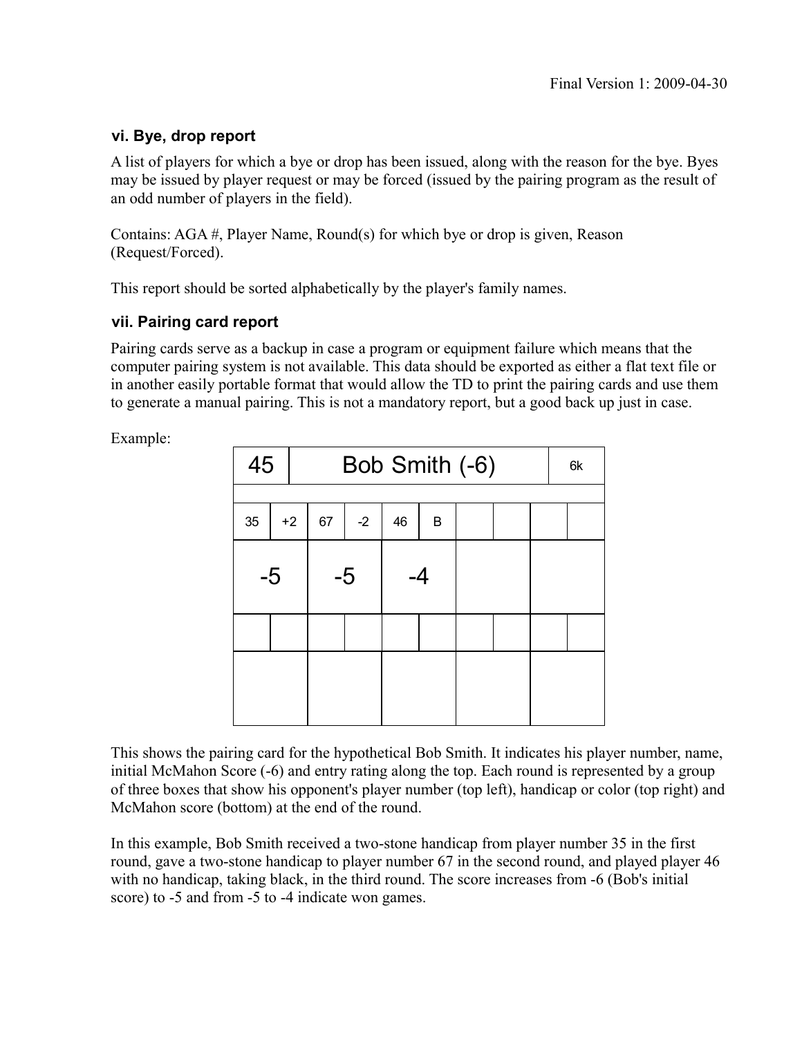Final Version 1: 2009-04-30

### vi. Bye, drop report

A list of players for which a bye or drop has been issued, along with the reason for the bye. Byes may be issued by player request or may be forced (issued by the pairing program as the result of an odd number of players in the field).

Contains: AGA #, Player Name, Round(s) for which bye or drop is given, Reason (Request/Forced).

This report should be sorted alphabetically by the player's family names.

### vii. Pairing card report

Pairing cards serve as a backup in case a program or equipment failure which means that the computer pairing system is not available. This data should be exported as either a flat text file or in another easily portable format that would allow the TD to print the pairing cards and use them to generate a manual pairing. This is not a mandatory report, but a good back up just in case.

Example:

| 45 | Bob Smith (-6) | | | | | | | | 6k |
|---|---|---|---|---|---|---|---|---|---|
| | | | | | | | | | |
| 35 | +2 | 67 | -2 | 46 | B | | | | |
| -5 | | -5 | | -4 | | | | | |
| | | | | | | | | | |
| | | | | | | | | | |

This shows the pairing card for the hypothetical Bob Smith. It indicates his player number, name, initial McMahon Score (-6) and entry rating along the top. Each round is represented by a group of three boxes that show his opponent's player number (top left), handicap or color (top right) and McMahon score (bottom) at the end of the round.

In this example, Bob Smith received a two-stone handicap from player number 35 in the first round, gave a two-stone handicap to player number 67 in the second round, and played player 46 with no handicap, taking black, in the third round. The score increases from -6 (Bob's initial score) to -5 and from -5 to -4 indicate won games.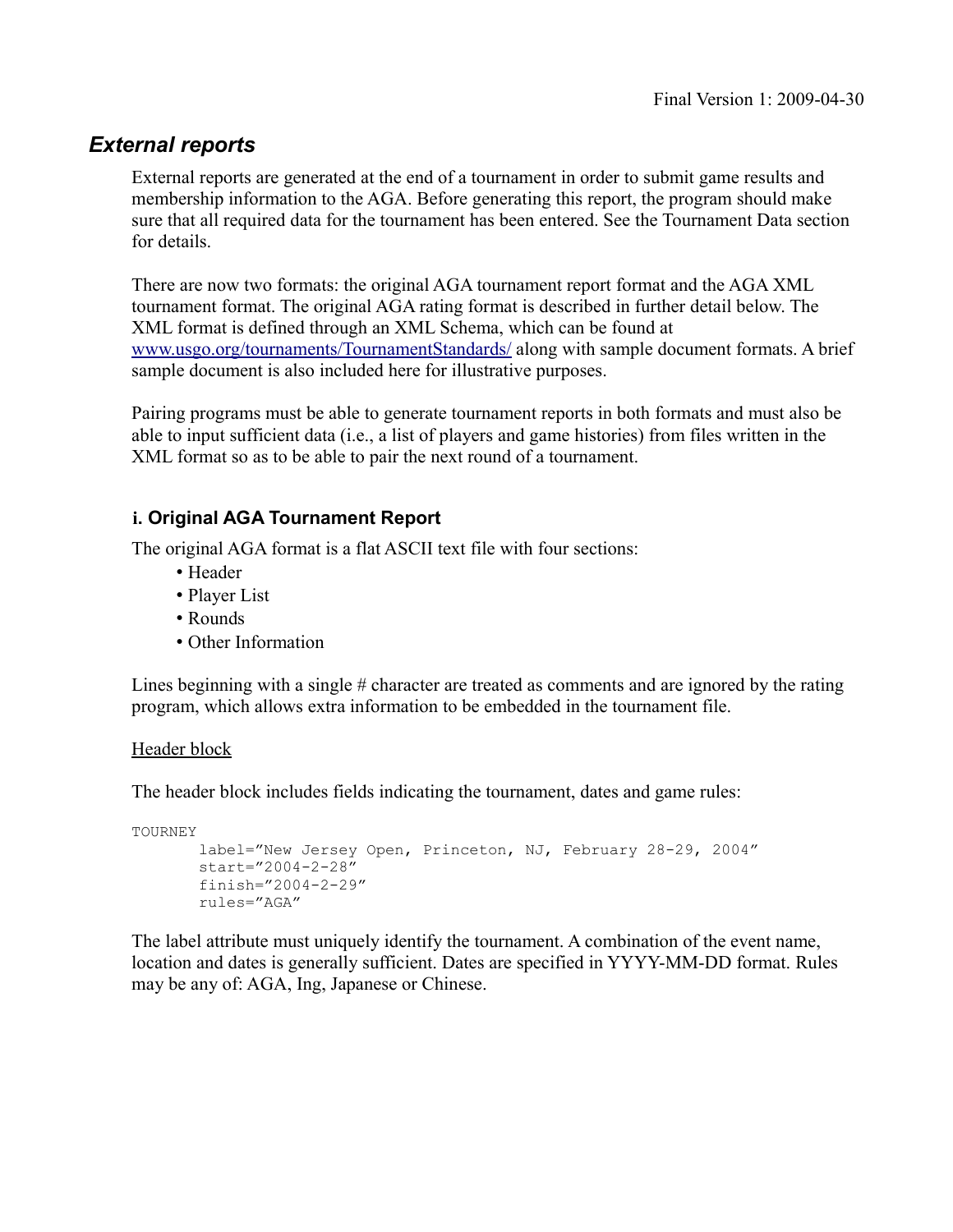Final Version 1: 2009-04-30

## *External reports*

External reports are generated at the end of a tournament in order to submit game results and membership information to the AGA. Before generating this report, the program should make sure that all required data for the tournament has been entered. See the Tournament Data section for details.

There are now two formats: the original AGA tournament report format and the AGA XML tournament format. The original AGA rating format is described in further detail below. The XML format is defined through an XML Schema, which can be found at www.usgo.org/tournaments/TournamentStandards/ along with sample document formats. A brief sample document is also included here for illustrative purposes.

Pairing programs must be able to generate tournament reports in both formats and must also be able to input sufficient data (i.e., a list of players and game histories) from files written in the XML format so as to be able to pair the next round of a tournament.

### i. Original AGA Tournament Report

The original AGA format is a flat ASCII text file with four sections:

- Header
- Player List
- Rounds
- Other Information

Lines beginning with a single # character are treated as comments and are ignored by the rating program, which allows extra information to be embedded in the tournament file.

<u>Header block</u>

The header block includes fields indicating the tournament, dates and game rules:

```
TOURNEY
       label=”New Jersey Open, Princeton, NJ, February 28-29, 2004”
       start=”2004-2-28”
       finish=”2004-2-29”
       rules=”AGA”
```

The label attribute must uniquely identify the tournament. A combination of the event name, location and dates is generally sufficient. Dates are specified in YYYY-MM-DD format. Rules may be any of: AGA, Ing, Japanese or Chinese.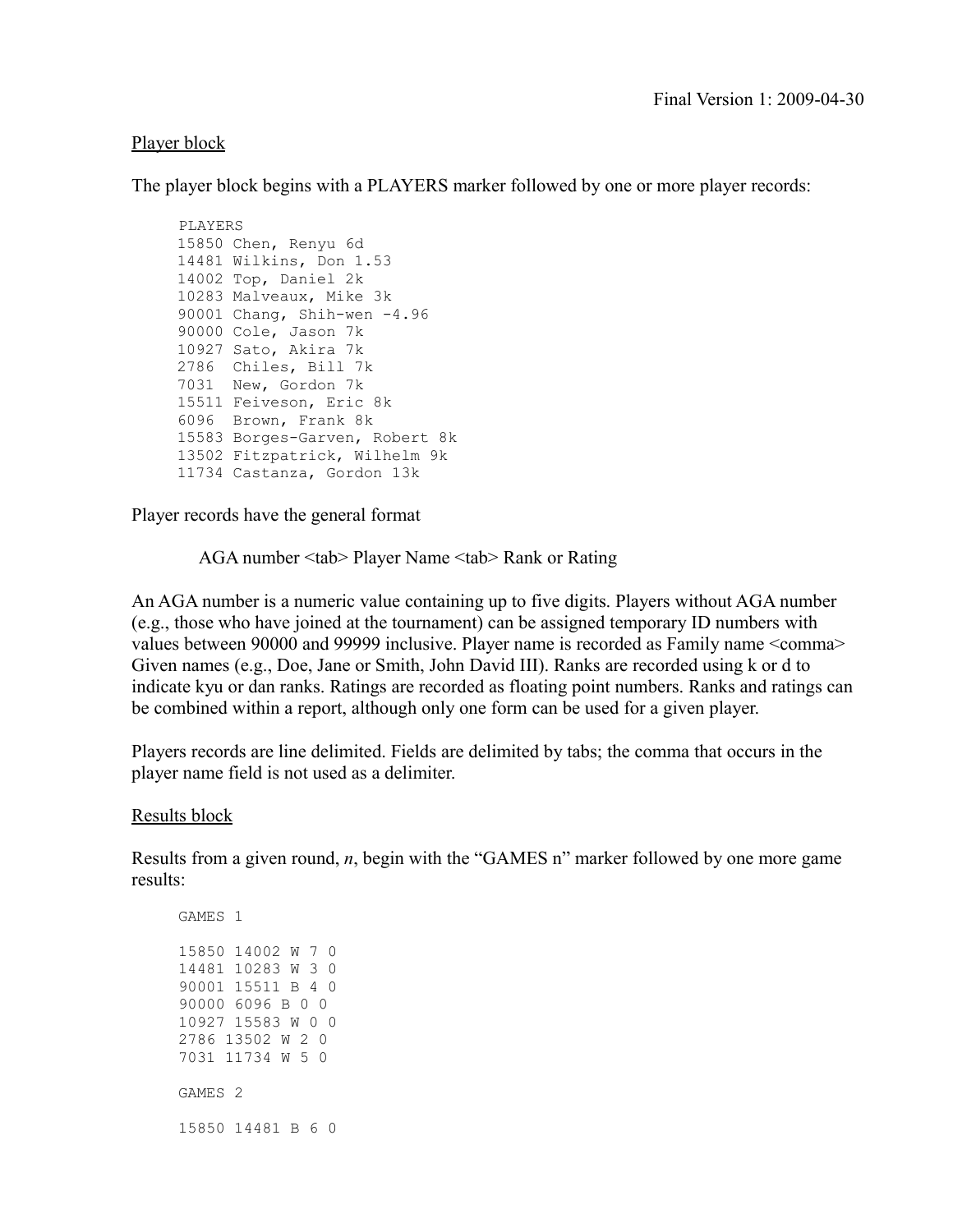Final Version 1: 2009-04-30

Player block

The player block begins with a PLAYERS marker followed by one or more player records:

```
PLAYERS
15850 Chen, Renyu 6d
14481 Wilkins, Don 1.53
14002 Top, Daniel 2k
10283 Malveaux, Mike 3k
90001 Chang, Shih-wen -4.96
90000 Cole, Jason 7k
10927 Sato, Akira 7k
2786  Chiles, Bill 7k
7031  New, Gordon 7k
15511 Feiveson, Eric 8k
6096  Brown, Frank 8k
15583 Borges-Garven, Robert 8k
13502 Fitzpatrick, Wilhelm 9k
11734 Castanza, Gordon 13k
```

Player records have the general format

AGA number <tab> Player Name <tab> Rank or Rating

An AGA number is a numeric value containing up to five digits. Players without AGA number (e.g., those who have joined at the tournament) can be assigned temporary ID numbers with values between 90000 and 99999 inclusive. Player name is recorded as Family name <comma> Given names (e.g., Doe, Jane or Smith, John David III). Ranks are recorded using k or d to indicate kyu or dan ranks. Ratings are recorded as floating point numbers. Ranks and ratings can be combined within a report, although only one form can be used for a given player.

Players records are line delimited. Fields are delimited by tabs; the comma that occurs in the player name field is not used as a delimiter.

Results block

Results from a given round, *n*, begin with the "GAMES n" marker followed by one more game results:

```
GAMES 1

15850 14002 W 7 0
14481 10283 W 3 0
90001 15511 B 4 0
90000 6096 B 0 0
10927 15583 W 0 0
2786 13502 W 2 0
7031 11734 W 5 0

GAMES 2

15850 14481 B 6 0
```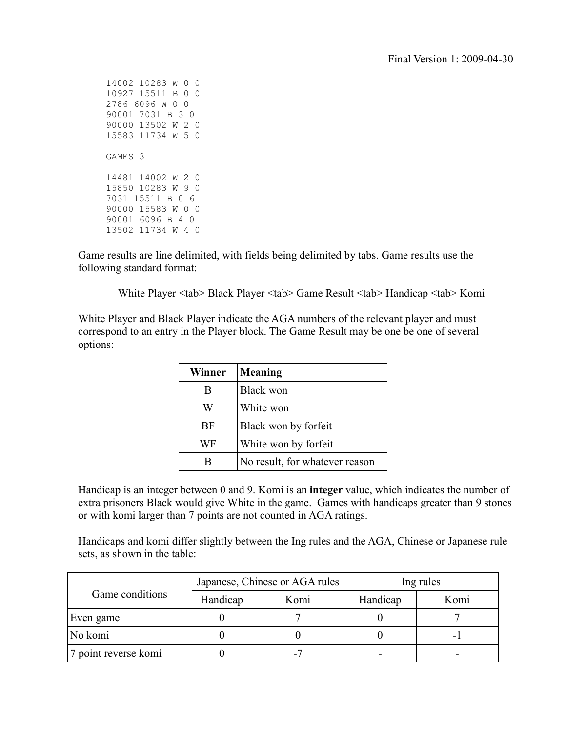```
14002 10283 W 0 0
10927 15511 B 0 0
2786 6096 W 0 0
90001 7031 B 3 0
90000 13502 W 2 0
15583 11734 W 5 0

GAMES 3

14481 14002 W 2 0
15850 10283 W 9 0
7031 15511 B 0 6
90000 15583 W 0 0
90001 6096 B 4 0
13502 11734 W 4 0
```

Game results are line delimited, with fields being delimited by tabs. Game results use the following standard format:

White Player <tab> Black Player <tab> Game Result <tab> Handicap <tab> Komi

White Player and Black Player indicate the AGA numbers of the relevant player and must correspond to an entry in the Player block. The Game Result may be one be one of several options:

| Winner | Meaning |
|---|---|
| B | Black won |
| W | White won |
| BF | Black won by forfeit |
| WF | White won by forfeit |
| B | No result, for whatever reason |

Handicap is an integer between 0 and 9. Komi is an **integer** value, which indicates the number of extra prisoners Black would give White in the game. Games with handicaps greater than 9 stones or with komi larger than 7 points are not counted in AGA ratings.

Handicaps and komi differ slightly between the Ing rules and the AGA, Chinese or Japanese rule sets, as shown in the table:

| Game conditions | Japanese, Chinese or AGA rules | | Ing rules | |
|---|---|---|---|---|
| | Handicap | Komi | Handicap | Komi |
| Even game | 0 | 7 | 0 | 7 |
| No komi | 0 | 0 | 0 | -1 |
| 7 point reverse komi | 0 | -7 | - | - |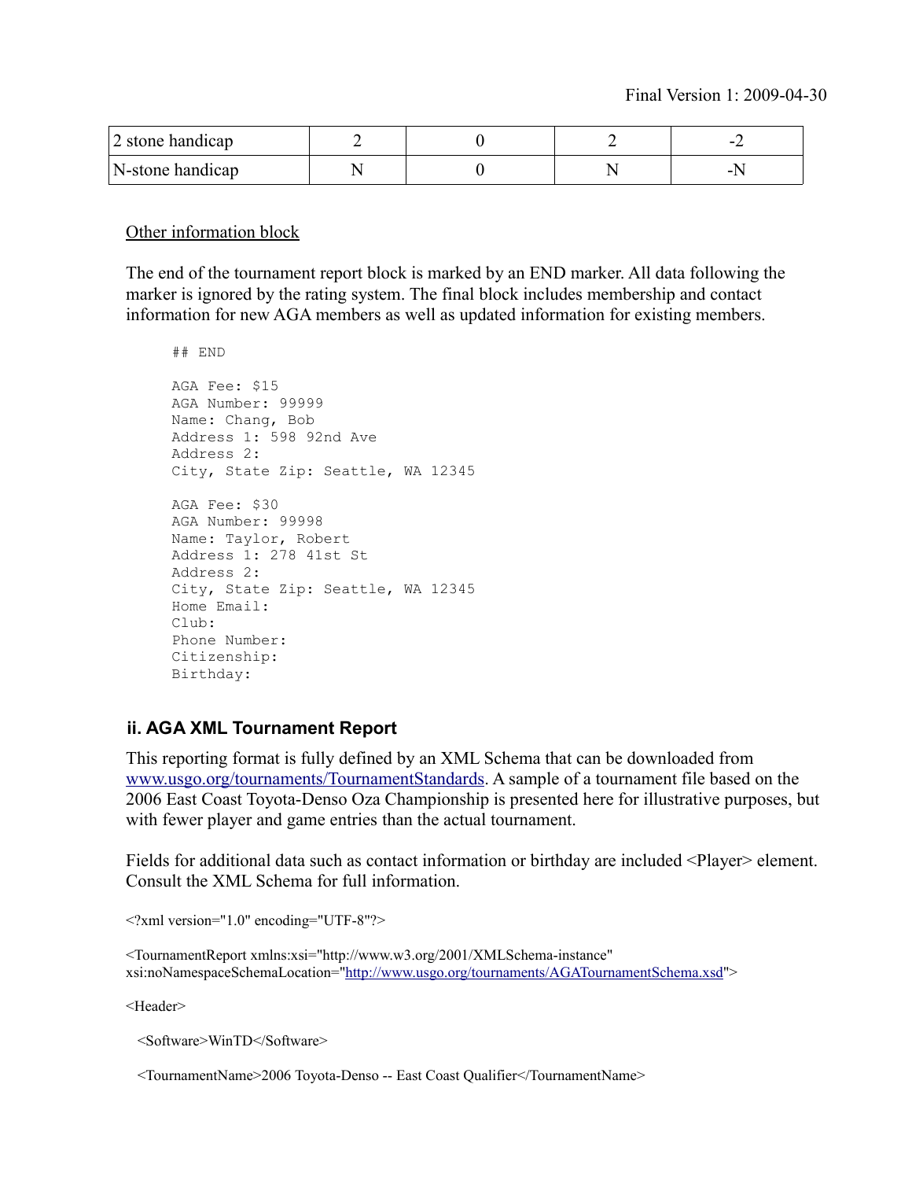| 2 stone handicap | 2 | 0 | 2 | -2 |
|---|---|---|---|---|
| N-stone handicap | N | 0 | N | -N |

<u>Other information block</u>

The end of the tournament report block is marked by an END marker. All data following the marker is ignored by the rating system. The final block includes membership and contact information for new AGA members as well as updated information for existing members.

```
## END

AGA Fee: $15
AGA Number: 99999
Name: Chang, Bob
Address 1: 598 92nd Ave
Address 2:
City, State Zip: Seattle, WA 12345

AGA Fee: $30
AGA Number: 99998
Name: Taylor, Robert
Address 1: 278 41st St
Address 2:
City, State Zip: Seattle, WA 12345
Home Email:
Club:
Phone Number:
Citizenship:
Birthday:
```

### ii. AGA XML Tournament Report

This reporting format is fully defined by an XML Schema that can be downloaded from www.usgo.org/tournaments/TournamentStandards. A sample of a tournament file based on the 2006 East Coast Toyota-Denso Oza Championship is presented here for illustrative purposes, but with fewer player and game entries than the actual tournament.

Fields for additional data such as contact information or birthday are included <Player> element. Consult the XML Schema for full information.

```
<?xml version="1.0" encoding="UTF-8"?>

<TournamentReport xmlns:xsi="http://www.w3.org/2001/XMLSchema-instance"
xsi:noNamespaceSchemaLocation="http://www.usgo.org/tournaments/AGATournamentSchema.xsd">

<Header>

  <Software>WinTD</Software>

  <TournamentName>2006 Toyota-Denso -- East Coast Qualifier</TournamentName>
```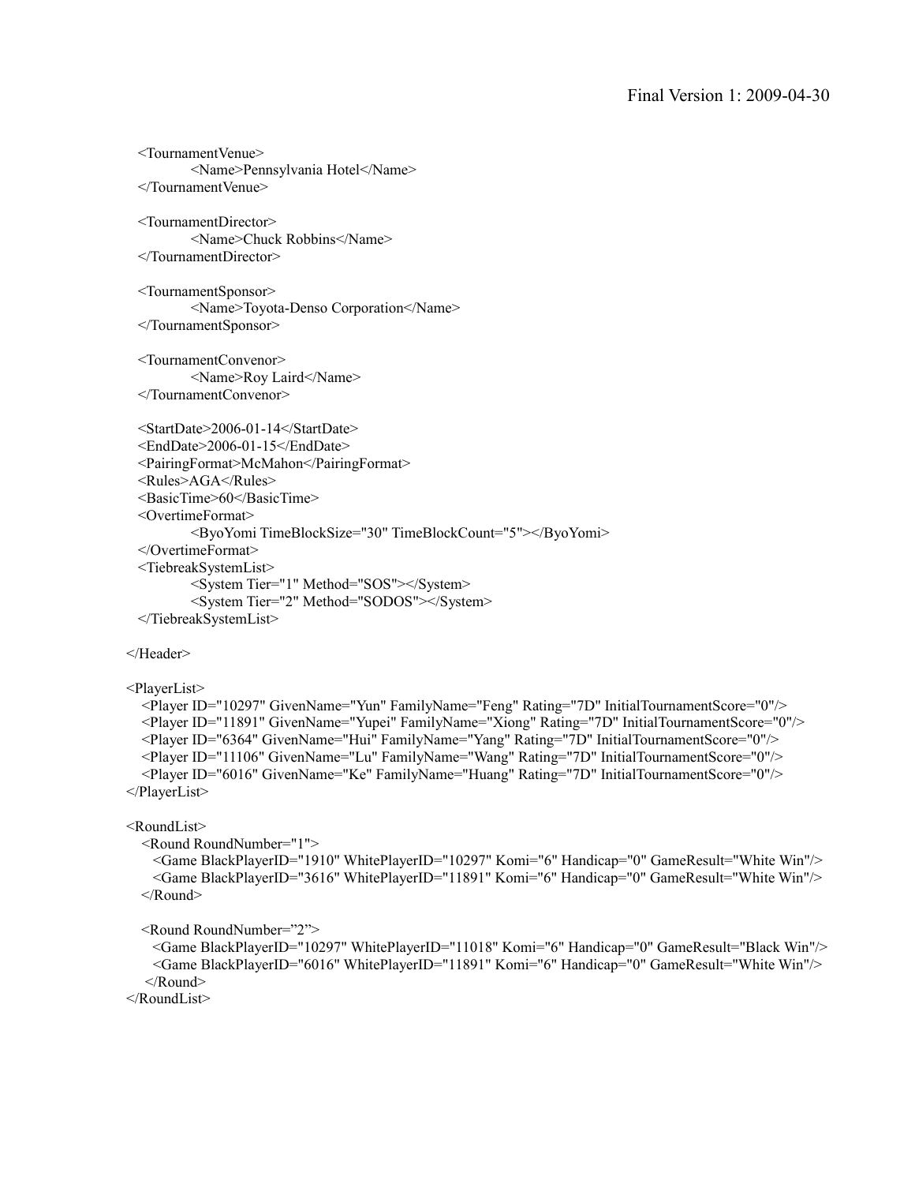```
  <TournamentVenue>
          <Name>Pennsylvania Hotel</Name>
  </TournamentVenue>

  <TournamentDirector>
          <Name>Chuck Robbins</Name>
  </TournamentDirector>

  <TournamentSponsor>
          <Name>Toyota-Denso Corporation</Name>
  </TournamentSponsor>

  <TournamentConvenor>
          <Name>Roy Laird</Name>
  </TournamentConvenor>

  <StartDate>2006-01-14</StartDate>
  <EndDate>2006-01-15</EndDate>
  <PairingFormat>McMahon</PairingFormat>
  <Rules>AGA</Rules>
  <BasicTime>60</BasicTime>
  <OvertimeFormat>
          <ByoYomi TimeBlockSize="30" TimeBlockCount="5"></ByoYomi>
  </OvertimeFormat>
  <TiebreakSystemList>
          <System Tier="1" Method="SOS"></System>
          <System Tier="2" Method="SODOS"></System>
  </TiebreakSystemList>

</Header>

<PlayerList>
   <Player ID="10297" GivenName="Yun" FamilyName="Feng" Rating="7D" InitialTournamentScore="0"/>
   <Player ID="11891" GivenName="Yupei" FamilyName="Xiong" Rating="7D" InitialTournamentScore="0"/>
   <Player ID="6364" GivenName="Hui" FamilyName="Yang" Rating="7D" InitialTournamentScore="0"/>
   <Player ID="11106" GivenName="Lu" FamilyName="Wang" Rating="7D" InitialTournamentScore="0"/>
   <Player ID="6016" GivenName="Ke" FamilyName="Huang" Rating="7D" InitialTournamentScore="0"/>
</PlayerList>

<RoundList>
   <Round RoundNumber="1">
     <Game BlackPlayerID="1910" WhitePlayerID="10297" Komi="6" Handicap="0" GameResult="White Win"/>
     <Game BlackPlayerID="3616" WhitePlayerID="11891" Komi="6" Handicap="0" GameResult="White Win"/>
   </Round>

   <Round RoundNumber="2">
     <Game BlackPlayerID="10297" WhitePlayerID="11018" Komi="6" Handicap="0" GameResult="Black Win"/>
     <Game BlackPlayerID="6016" WhitePlayerID="11891" Komi="6" Handicap="0" GameResult="White Win"/>
   </Round>
</RoundList>
```